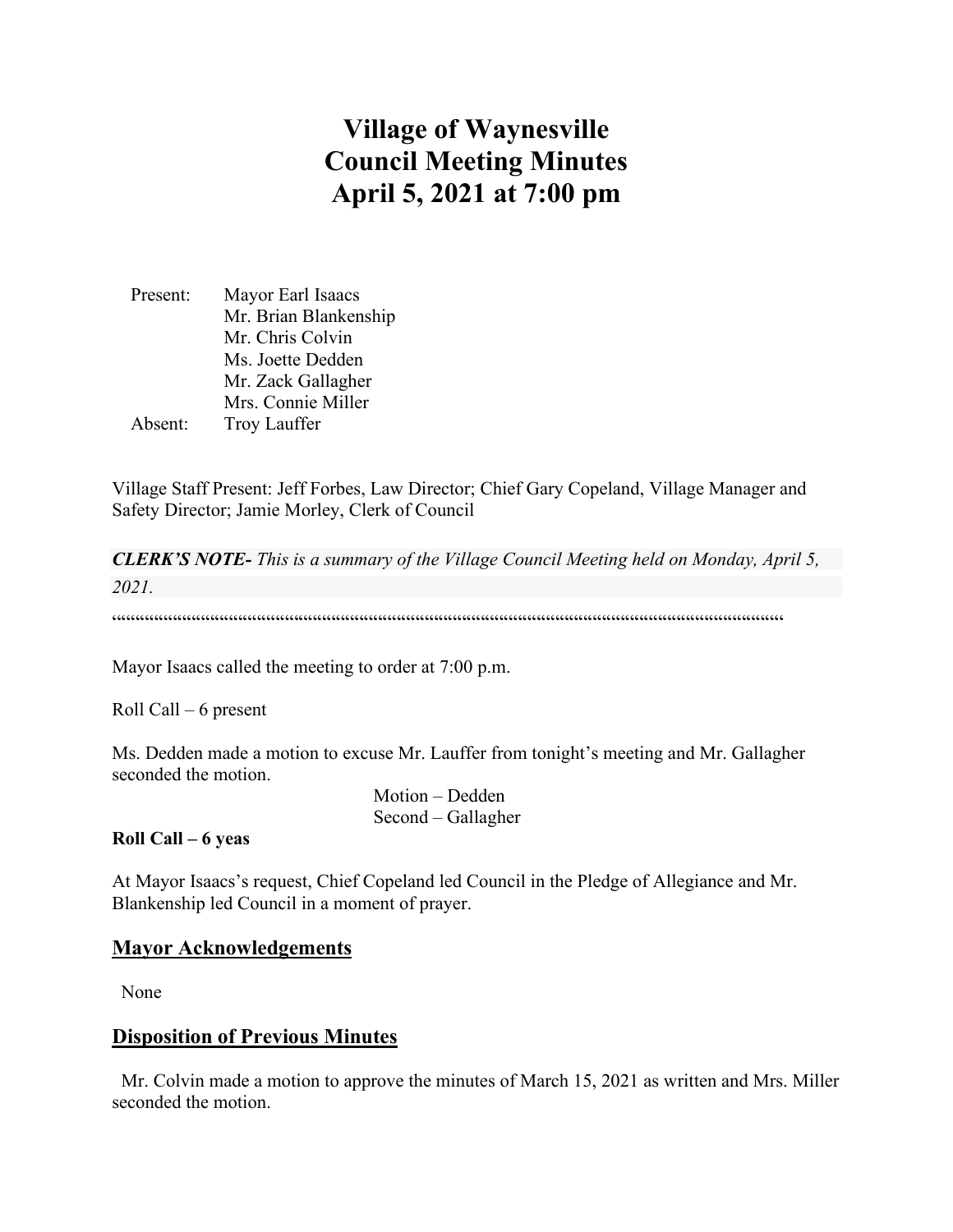# Village of Waynesville Council Meeting Minutes April 5, 2021 at 7:00 pm

| | |
|---|---|
| Present: | Mayor Earl Isaacs |
| | Mr. Brian Blankenship |
| | Mr. Chris Colvin |
| | Ms. Joette Dedden |
| | Mr. Zack Gallagher |
| | Mrs. Connie Miller |
| Absent: | Troy Lauffer |

Village Staff Present: Jeff Forbes, Law Director; Chief Gary Copeland, Village Manager and Safety Director; Jamie Morley, Clerk of Council

***CLERK'S NOTE-*** *This is a summary of the Village Council Meeting held on Monday, April 5, 2021.*

""""""""""""""""""""""""""""""""""""""""""""""""""""""""""""""""""""""""""""""""""""""""""""""""""""""""""""""""""""""""

Mayor Isaacs called the meeting to order at 7:00 p.m.

Roll Call – 6 present

Ms. Dedden made a motion to excuse Mr. Lauffer from tonight's meeting and Mr. Gallagher seconded the motion.

Motion – Dedden
Second – Gallagher

**Roll Call – 6 yeas**

At Mayor Isaacs's request, Chief Copeland led Council in the Pledge of Allegiance and Mr. Blankenship led Council in a moment of prayer.

## Mayor Acknowledgements

None

## Disposition of Previous Minutes

Mr. Colvin made a motion to approve the minutes of March 15, 2021 as written and Mrs. Miller seconded the motion.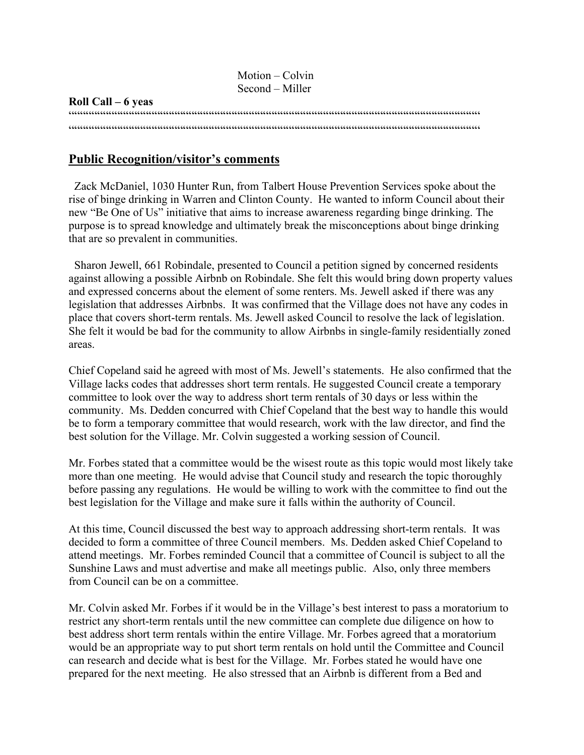Motion – Colvin
Second – Miller

**Roll Call – 6 yeas**

““““““““““““““““““““““““““““““““““““““““““““““““““““““““““““““““““““““““““““““““““““““““““““““““““““““““““““““““““““““““““““““““““““

““““““““““““““““““““““““““““““““““““““““““““““““““““““““““““““““““““““““““““““““““““““““““““““““““““““““““““““““““““““““““““““““““““““

## Public Recognition/visitor’s comments

Zack McDaniel, 1030 Hunter Run, from Talbert House Prevention Services spoke about the rise of binge drinking in Warren and Clinton County. He wanted to inform Council about their new “Be One of Us” initiative that aims to increase awareness regarding binge drinking. The purpose is to spread knowledge and ultimately break the misconceptions about binge drinking that are so prevalent in communities.

Sharon Jewell, 661 Robindale, presented to Council a petition signed by concerned residents against allowing a possible Airbnb on Robindale. She felt this would bring down property values and expressed concerns about the element of some renters. Ms. Jewell asked if there was any legislation that addresses Airbnbs. It was confirmed that the Village does not have any codes in place that covers short-term rentals. Ms. Jewell asked Council to resolve the lack of legislation. She felt it would be bad for the community to allow Airbnbs in single-family residentially zoned areas.

Chief Copeland said he agreed with most of Ms. Jewell’s statements. He also confirmed that the Village lacks codes that addresses short term rentals. He suggested Council create a temporary committee to look over the way to address short term rentals of 30 days or less within the community. Ms. Dedden concurred with Chief Copeland that the best way to handle this would be to form a temporary committee that would research, work with the law director, and find the best solution for the Village. Mr. Colvin suggested a working session of Council.

Mr. Forbes stated that a committee would be the wisest route as this topic would most likely take more than one meeting. He would advise that Council study and research the topic thoroughly before passing any regulations. He would be willing to work with the committee to find out the best legislation for the Village and make sure it falls within the authority of Council.

At this time, Council discussed the best way to approach addressing short-term rentals. It was decided to form a committee of three Council members. Ms. Dedden asked Chief Copeland to attend meetings. Mr. Forbes reminded Council that a committee of Council is subject to all the Sunshine Laws and must advertise and make all meetings public. Also, only three members from Council can be on a committee.

Mr. Colvin asked Mr. Forbes if it would be in the Village’s best interest to pass a moratorium to restrict any short-term rentals until the new committee can complete due diligence on how to best address short term rentals within the entire Village. Mr. Forbes agreed that a moratorium would be an appropriate way to put short term rentals on hold until the Committee and Council can research and decide what is best for the Village. Mr. Forbes stated he would have one prepared for the next meeting. He also stressed that an Airbnb is different from a Bed and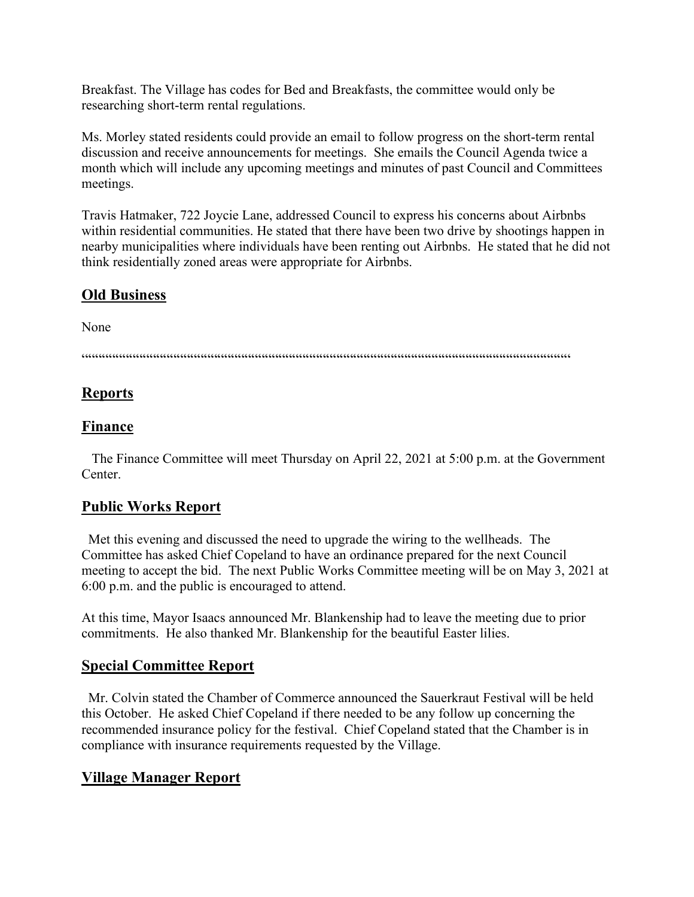Breakfast. The Village has codes for Bed and Breakfasts, the committee would only be researching short-term rental regulations.

Ms. Morley stated residents could provide an email to follow progress on the short-term rental discussion and receive announcements for meetings. She emails the Council Agenda twice a month which will include any upcoming meetings and minutes of past Council and Committees meetings.

Travis Hatmaker, 722 Joycie Lane, addressed Council to express his concerns about Airbnbs within residential communities. He stated that there have been two drive by shootings happen in nearby municipalities where individuals have been renting out Airbnbs. He stated that he did not think residentially zoned areas were appropriate for Airbnbs.

## Old Business

None

""""""""""""""""""""""""""""""""""""""""""""""""""""""""""""""""""""""""""""""""""""""""""""""""""""""""""""""""""""""""""""""""""""

## Reports

## Finance

The Finance Committee will meet Thursday on April 22, 2021 at 5:00 p.m. at the Government Center.

## Public Works Report

Met this evening and discussed the need to upgrade the wiring to the wellheads. The Committee has asked Chief Copeland to have an ordinance prepared for the next Council meeting to accept the bid. The next Public Works Committee meeting will be on May 3, 2021 at 6:00 p.m. and the public is encouraged to attend.

At this time, Mayor Isaacs announced Mr. Blankenship had to leave the meeting due to prior commitments. He also thanked Mr. Blankenship for the beautiful Easter lilies.

## Special Committee Report

Mr. Colvin stated the Chamber of Commerce announced the Sauerkraut Festival will be held this October. He asked Chief Copeland if there needed to be any follow up concerning the recommended insurance policy for the festival. Chief Copeland stated that the Chamber is in compliance with insurance requirements requested by the Village.

## Village Manager Report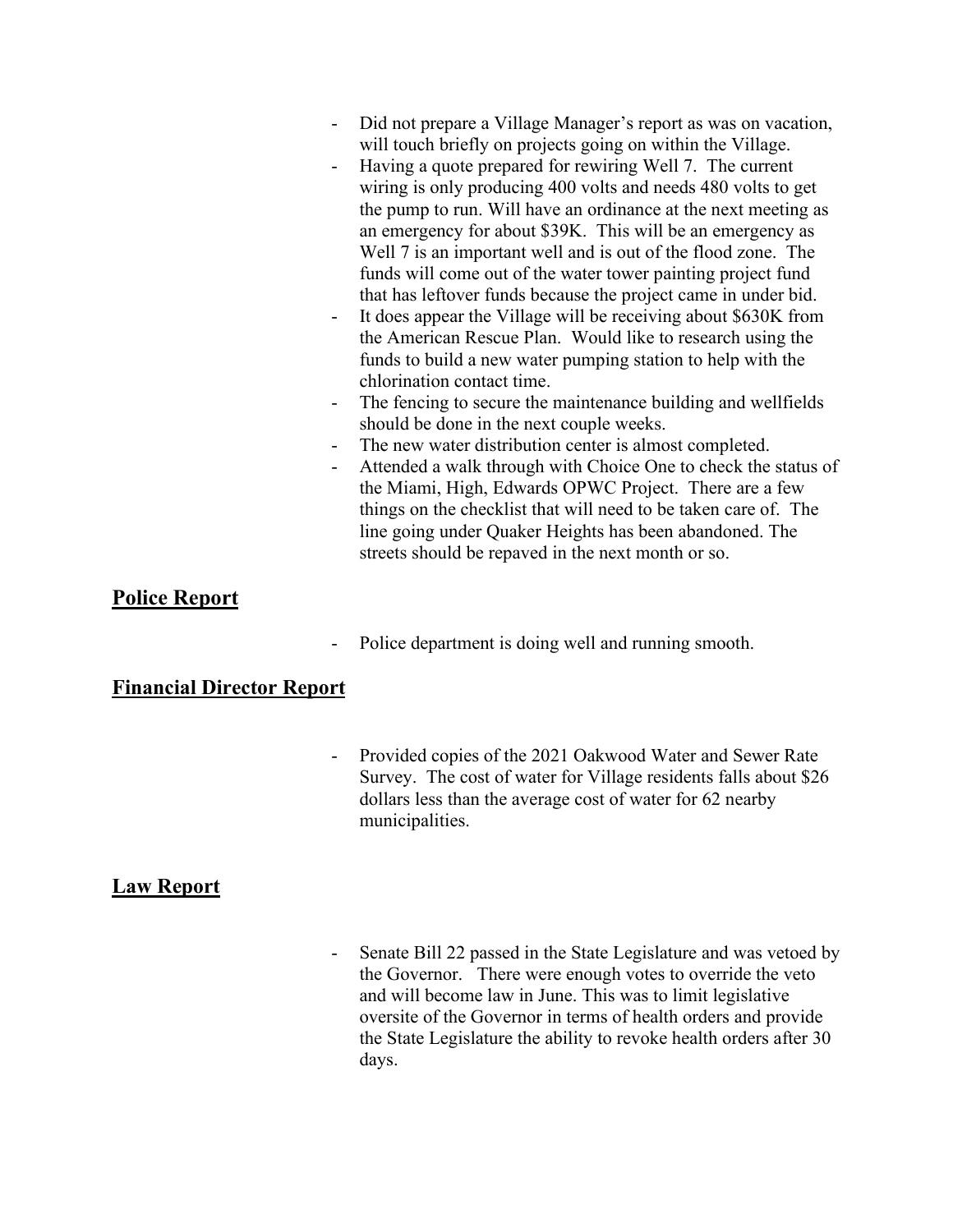- Did not prepare a Village Manager's report as was on vacation, will touch briefly on projects going on within the Village.
- Having a quote prepared for rewiring Well 7. The current wiring is only producing 400 volts and needs 480 volts to get the pump to run. Will have an ordinance at the next meeting as an emergency for about $39K. This will be an emergency as Well 7 is an important well and is out of the flood zone. The funds will come out of the water tower painting project fund that has leftover funds because the project came in under bid.
- It does appear the Village will be receiving about $630K from the American Rescue Plan. Would like to research using the funds to build a new water pumping station to help with the chlorination contact time.
- The fencing to secure the maintenance building and wellfields should be done in the next couple weeks.
- The new water distribution center is almost completed.
- Attended a walk through with Choice One to check the status of the Miami, High, Edwards OPWC Project. There are a few things on the checklist that will need to be taken care of. The line going under Quaker Heights has been abandoned. The streets should be repaved in the next month or so.

## Police Report

- Police department is doing well and running smooth.

## Financial Director Report

- Provided copies of the 2021 Oakwood Water and Sewer Rate Survey. The cost of water for Village residents falls about $26 dollars less than the average cost of water for 62 nearby municipalities.

## Law Report

- Senate Bill 22 passed in the State Legislature and was vetoed by the Governor. There were enough votes to override the veto and will become law in June. This was to limit legislative oversite of the Governor in terms of health orders and provide the State Legislature the ability to revoke health orders after 30 days.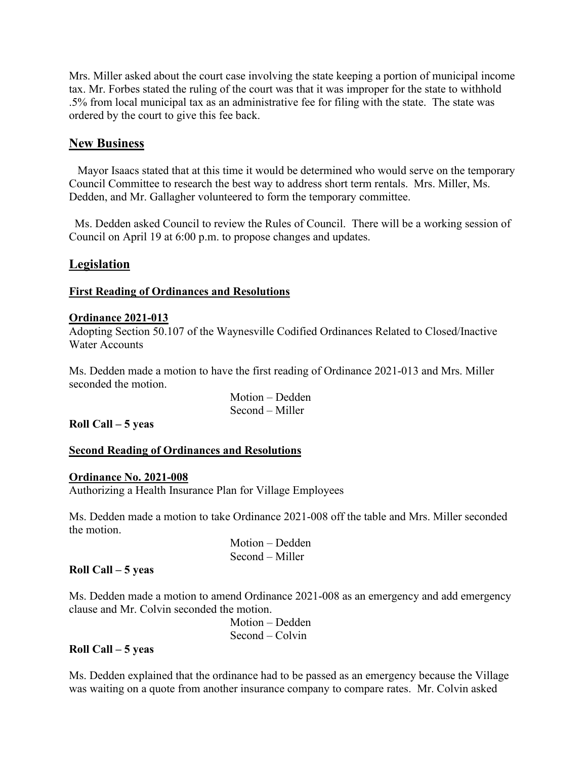Mrs. Miller asked about the court case involving the state keeping a portion of municipal income tax. Mr. Forbes stated the ruling of the court was that it was improper for the state to withhold .5% from local municipal tax as an administrative fee for filing with the state. The state was ordered by the court to give this fee back.

## New Business

Mayor Isaacs stated that at this time it would be determined who would serve on the temporary Council Committee to research the best way to address short term rentals. Mrs. Miller, Ms. Dedden, and Mr. Gallagher volunteered to form the temporary committee.

Ms. Dedden asked Council to review the Rules of Council. There will be a working session of Council on April 19 at 6:00 p.m. to propose changes and updates.

## Legislation

### First Reading of Ordinances and Resolutions

**Ordinance 2021-013**

Adopting Section 50.107 of the Waynesville Codified Ordinances Related to Closed/Inactive Water Accounts

Ms. Dedden made a motion to have the first reading of Ordinance 2021-013 and Mrs. Miller seconded the motion.

Motion – Dedden
Second – Miller

**Roll Call – 5 yeas**

### Second Reading of Ordinances and Resolutions

**Ordinance No. 2021-008**

Authorizing a Health Insurance Plan for Village Employees

Ms. Dedden made a motion to take Ordinance 2021-008 off the table and Mrs. Miller seconded the motion.

Motion – Dedden
Second – Miller

**Roll Call – 5 yeas**

Ms. Dedden made a motion to amend Ordinance 2021-008 as an emergency and add emergency clause and Mr. Colvin seconded the motion.

Motion – Dedden
Second – Colvin

**Roll Call – 5 yeas**

Ms. Dedden explained that the ordinance had to be passed as an emergency because the Village was waiting on a quote from another insurance company to compare rates. Mr. Colvin asked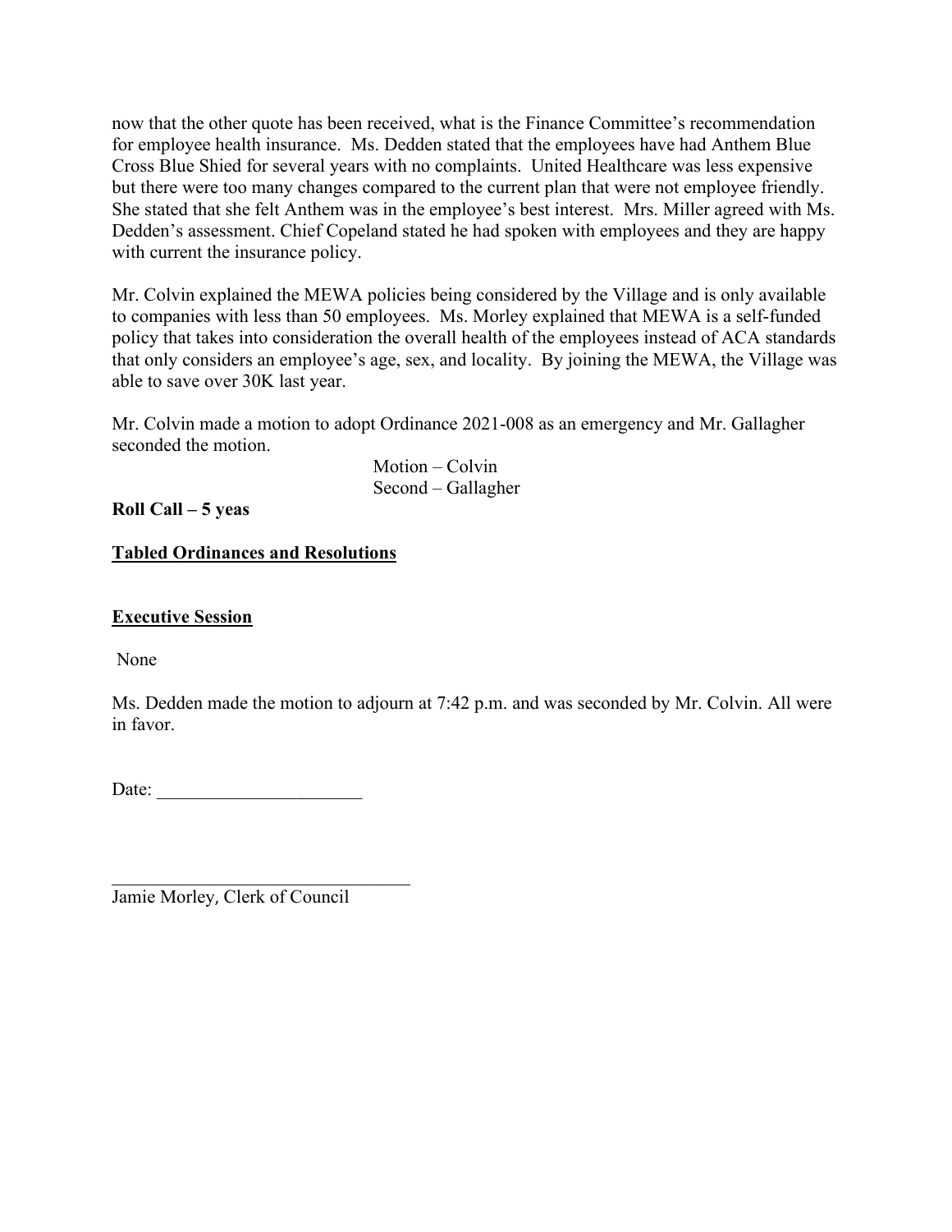now that the other quote has been received, what is the Finance Committee's recommendation for employee health insurance. Ms. Dedden stated that the employees have had Anthem Blue Cross Blue Shied for several years with no complaints. United Healthcare was less expensive but there were too many changes compared to the current plan that were not employee friendly. She stated that she felt Anthem was in the employee's best interest. Mrs. Miller agreed with Ms. Dedden's assessment. Chief Copeland stated he had spoken with employees and they are happy with current the insurance policy.

Mr. Colvin explained the MEWA policies being considered by the Village and is only available to companies with less than 50 employees. Ms. Morley explained that MEWA is a self-funded policy that takes into consideration the overall health of the employees instead of ACA standards that only considers an employee's age, sex, and locality. By joining the MEWA, the Village was able to save over 30K last year.

Mr. Colvin made a motion to adopt Ordinance 2021-008 as an emergency and Mr. Gallagher seconded the motion.

Motion – Colvin
Second – Gallagher

**Roll Call – 5 yeas**

**<u>Tabled Ordinances and Resolutions</u>**

**<u>Executive Session</u>**

None

Ms. Dedden made the motion to adjourn at 7:42 p.m. and was seconded by Mr. Colvin. All were in favor.

Date: ______________________

_________________________________
Jamie Morley, Clerk of Council